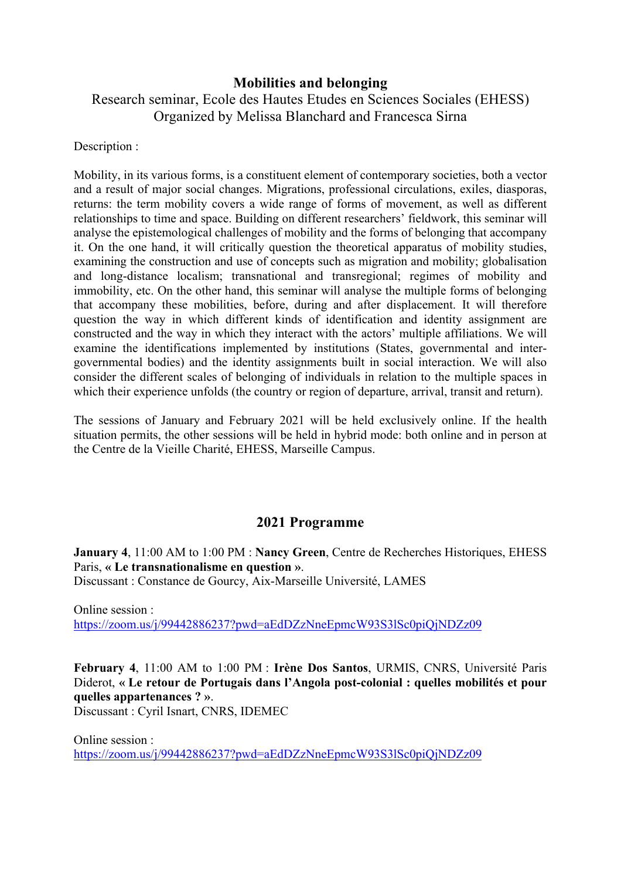# Mobilities and belonging

Research seminar, Ecole des Hautes Etudes en Sciences Sociales (EHESS)
Organized by Melissa Blanchard and Francesca Sirna

Description :

Mobility, in its various forms, is a constituent element of contemporary societies, both a vector and a result of major social changes. Migrations, professional circulations, exiles, diasporas, returns: the term mobility covers a wide range of forms of movement, as well as different relationships to time and space. Building on different researchers' fieldwork, this seminar will analyse the epistemological challenges of mobility and the forms of belonging that accompany it. On the one hand, it will critically question the theoretical apparatus of mobility studies, examining the construction and use of concepts such as migration and mobility; globalisation and long-distance localism; transnational and transregional; regimes of mobility and immobility, etc. On the other hand, this seminar will analyse the multiple forms of belonging that accompany these mobilities, before, during and after displacement. It will therefore question the way in which different kinds of identification and identity assignment are constructed and the way in which they interact with the actors' multiple affiliations. We will examine the identifications implemented by institutions (States, governmental and inter-governmental bodies) and the identity assignments built in social interaction. We will also consider the different scales of belonging of individuals in relation to the multiple spaces in which their experience unfolds (the country or region of departure, arrival, transit and return).

The sessions of January and February 2021 will be held exclusively online. If the health situation permits, the other sessions will be held in hybrid mode: both online and in person at the Centre de la Vieille Charité, EHESS, Marseille Campus.

## 2021 Programme

**January 4**, 11:00 AM to 1:00 PM : **Nancy Green**, Centre de Recherches Historiques, EHESS Paris, **« Le transnationalisme en question »**.
Discussant : Constance de Gourcy, Aix-Marseille Université, LAMES

Online session :
https://zoom.us/j/99442886237?pwd=aEdDZzNneEpmcW93S3lSc0piQjNDZz09

**February 4**, 11:00 AM to 1:00 PM : **Irène Dos Santos**, URMIS, CNRS, Université Paris Diderot, **« Le retour de Portugais dans l'Angola post-colonial : quelles mobilités et pour quelles appartenances ? »**.
Discussant : Cyril Isnart, CNRS, IDEMEC

Online session :
https://zoom.us/j/99442886237?pwd=aEdDZzNneEpmcW93S3lSc0piQjNDZz09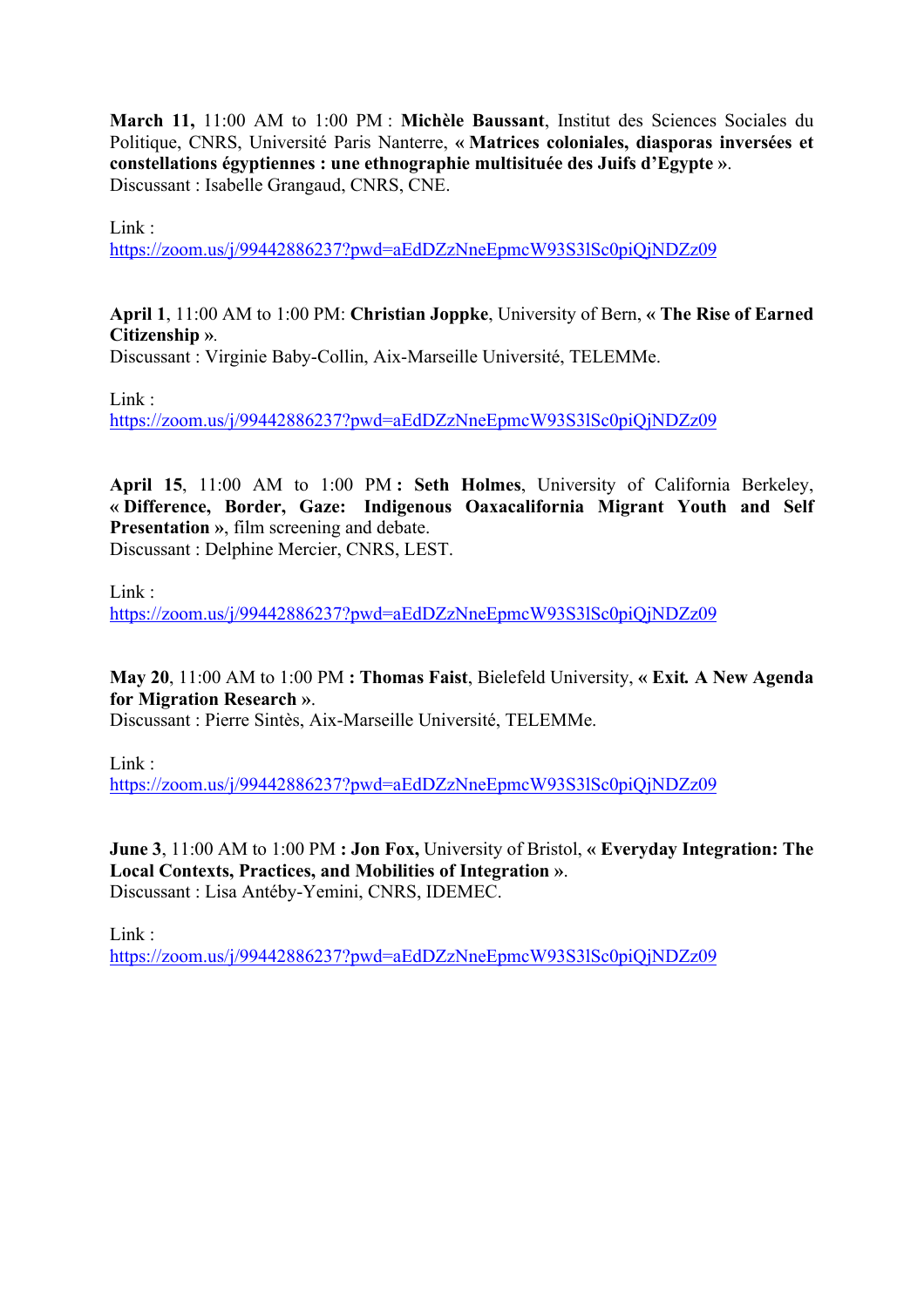**March 11,** 11:00 AM to 1:00 PM : **Michèle Baussant**, Institut des Sciences Sociales du Politique, CNRS, Université Paris Nanterre, **« Matrices coloniales, diasporas inversées et constellations égyptiennes : une ethnographie multisituée des Juifs d'Egypte »**.
Discussant : Isabelle Grangaud, CNRS, CNE.

Link :
https://zoom.us/j/99442886237?pwd=aEdDZzNneEpmcW93S3lSc0piQjNDZz09

**April 1**, 11:00 AM to 1:00 PM: **Christian Joppke**, University of Bern, **« The Rise of Earned Citizenship »**.
Discussant : Virginie Baby-Collin, Aix-Marseille Université, TELEMMe.

Link :
https://zoom.us/j/99442886237?pwd=aEdDZzNneEpmcW93S3lSc0piQjNDZz09

**April 15**, 11:00 AM to 1:00 PM **: Seth Holmes**, University of California Berkeley, **« Difference, Border, Gaze: Indigenous Oaxacalifornia Migrant Youth and Self Presentation »**, film screening and debate.
Discussant : Delphine Mercier, CNRS, LEST.

Link :
https://zoom.us/j/99442886237?pwd=aEdDZzNneEpmcW93S3lSc0piQjNDZz09

**May 20**, 11:00 AM to 1:00 PM **: Thomas Faist**, Bielefeld University, **« Exit. A New Agenda for Migration Research »**.
Discussant : Pierre Sintès, Aix-Marseille Université, TELEMMe.

Link :
https://zoom.us/j/99442886237?pwd=aEdDZzNneEpmcW93S3lSc0piQjNDZz09

**June 3**, 11:00 AM to 1:00 PM **: Jon Fox,** University of Bristol, **« Everyday Integration: The Local Contexts, Practices, and Mobilities of Integration »**.
Discussant : Lisa Antéby-Yemini, CNRS, IDEMEC.

Link :
https://zoom.us/j/99442886237?pwd=aEdDZzNneEpmcW93S3lSc0piQjNDZz09